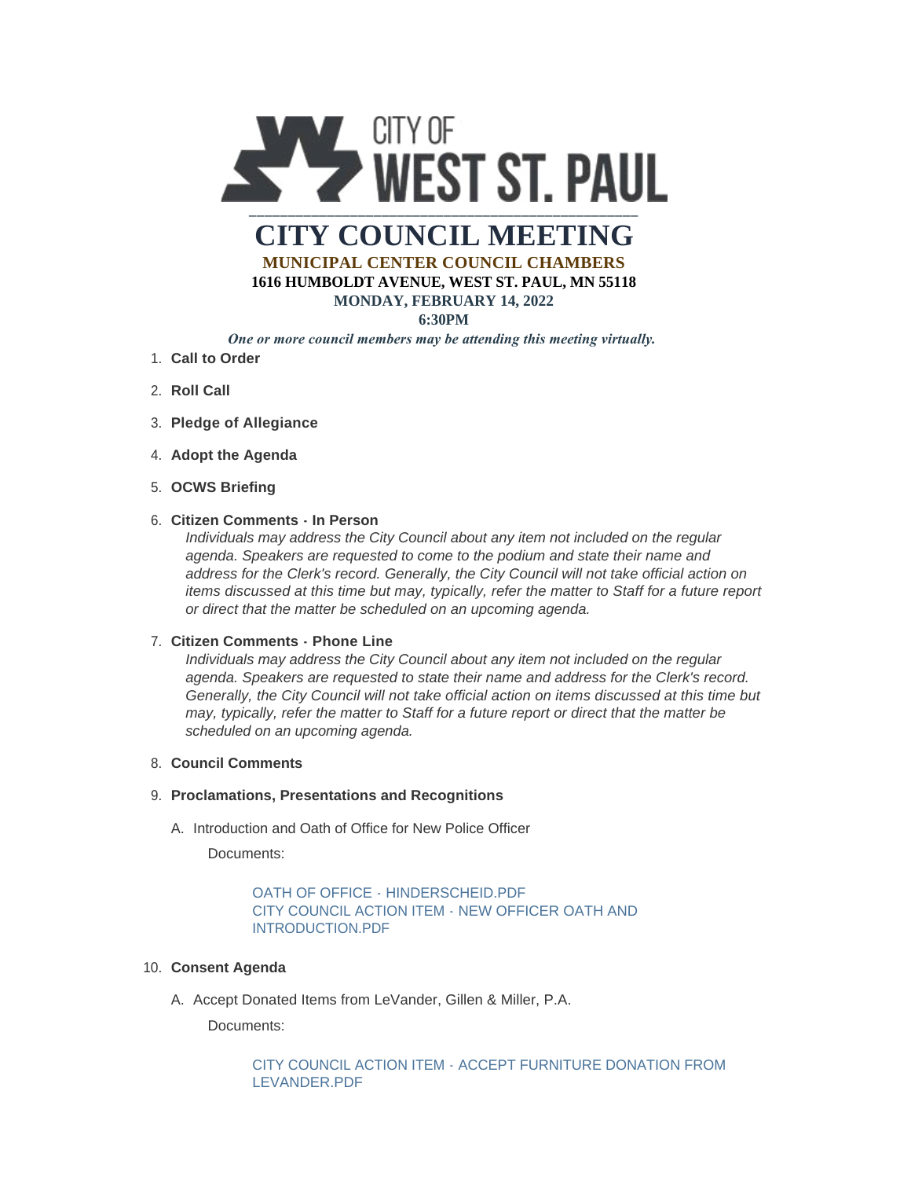CITY OF WEST ST. PAUL

# CITY COUNCIL MEETING

**MUNICIPAL CENTER COUNCIL CHAMBERS**

**1616 HUMBOLDT AVENUE, WEST ST. PAUL, MN 55118**

**MONDAY, FEBRUARY 14, 2022**

**6:30PM**

***One or more council members may be attending this meeting virtually.***

1. **Call to Order**
2. **Roll Call**
3. **Pledge of Allegiance**
4. **Adopt the Agenda**
5. **OCWS Briefing**
6. **Citizen Comments - In Person**

   *Individuals may address the City Council about any item not included on the regular agenda. Speakers are requested to come to the podium and state their name and address for the Clerk's record. Generally, the City Council will not take official action on items discussed at this time but may, typically, refer the matter to Staff for a future report or direct that the matter be scheduled on an upcoming agenda.*

7. **Citizen Comments - Phone Line**

   *Individuals may address the City Council about any item not included on the regular agenda. Speakers are requested to state their name and address for the Clerk's record. Generally, the City Council will not take official action on items discussed at this time but may, typically, refer the matter to Staff for a future report or direct that the matter be scheduled on an upcoming agenda.*

8. **Council Comments**
9. **Proclamations, Presentations and Recognitions**

   A. Introduction and Oath of Office for New Police Officer

      Documents:

      OATH OF OFFICE - HINDERSCHEID.PDF
      CITY COUNCIL ACTION ITEM - NEW OFFICER OATH AND INTRODUCTION.PDF

10. **Consent Agenda**

    A. Accept Donated Items from LeVander, Gillen & Miller, P.A.

       Documents:

       CITY COUNCIL ACTION ITEM - ACCEPT FURNITURE DONATION FROM LEVANDER.PDF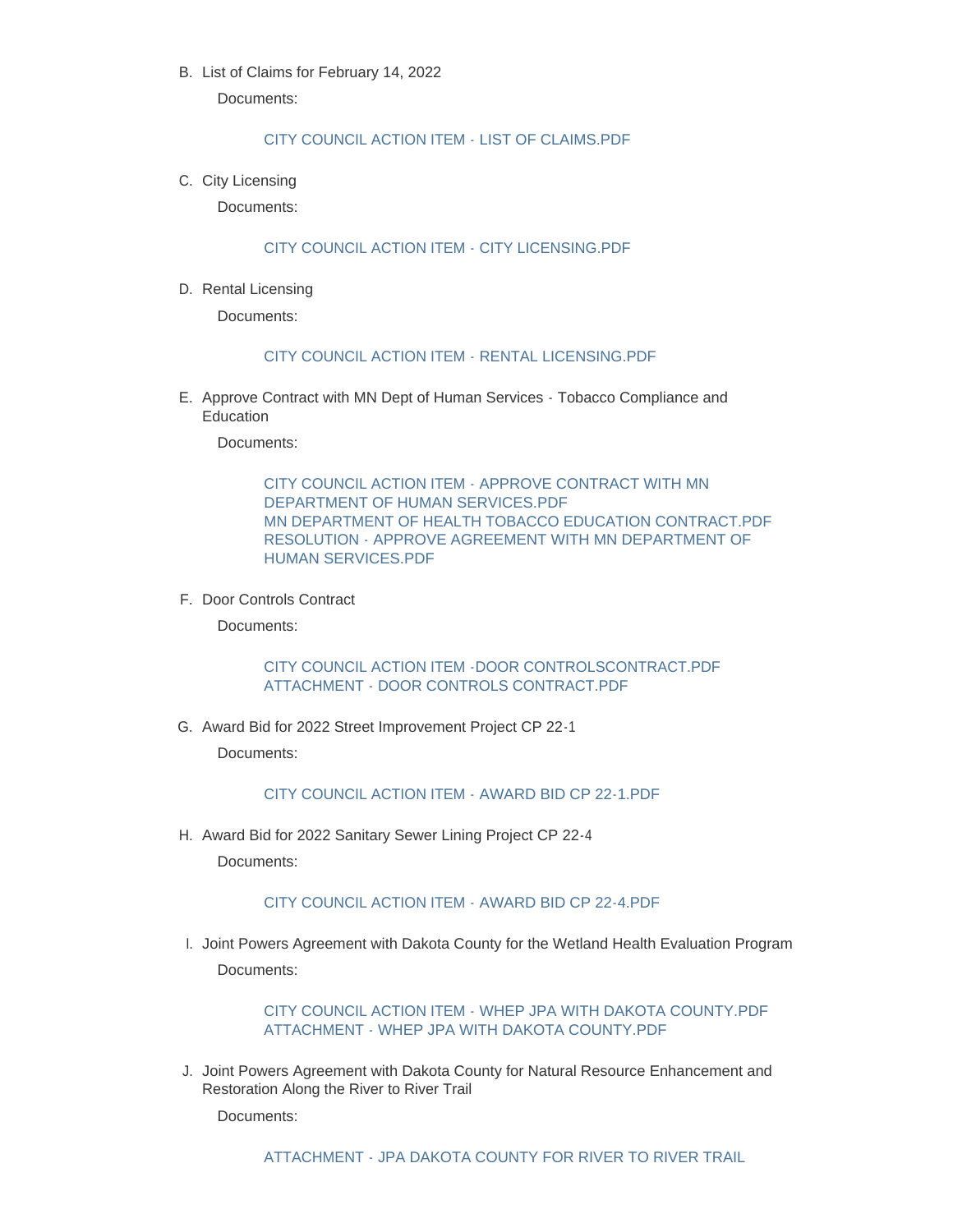B. List of Claims for February 14, 2022

   Documents:

   CITY COUNCIL ACTION ITEM - LIST OF CLAIMS.PDF

C. City Licensing

   Documents:

   CITY COUNCIL ACTION ITEM - CITY LICENSING.PDF

D. Rental Licensing

   Documents:

   CITY COUNCIL ACTION ITEM - RENTAL LICENSING.PDF

E. Approve Contract with MN Dept of Human Services - Tobacco Compliance and Education

   Documents:

   CITY COUNCIL ACTION ITEM - APPROVE CONTRACT WITH MN DEPARTMENT OF HUMAN SERVICES.PDF
   MN DEPARTMENT OF HEALTH TOBACCO EDUCATION CONTRACT.PDF
   RESOLUTION - APPROVE AGREEMENT WITH MN DEPARTMENT OF HUMAN SERVICES.PDF

F. Door Controls Contract

   Documents:

   CITY COUNCIL ACTION ITEM -DOOR CONTROLSCONTRACT.PDF
   ATTACHMENT - DOOR CONTROLS CONTRACT.PDF

G. Award Bid for 2022 Street Improvement Project CP 22-1

   Documents:

   CITY COUNCIL ACTION ITEM - AWARD BID CP 22-1.PDF

H. Award Bid for 2022 Sanitary Sewer Lining Project CP 22-4

   Documents:

   CITY COUNCIL ACTION ITEM - AWARD BID CP 22-4.PDF

I. Joint Powers Agreement with Dakota County for the Wetland Health Evaluation Program

   Documents:

   CITY COUNCIL ACTION ITEM - WHEP JPA WITH DAKOTA COUNTY.PDF
   ATTACHMENT - WHEP JPA WITH DAKOTA COUNTY.PDF

J. Joint Powers Agreement with Dakota County for Natural Resource Enhancement and Restoration Along the River to River Trail

   Documents:

   ATTACHMENT - JPA DAKOTA COUNTY FOR RIVER TO RIVER TRAIL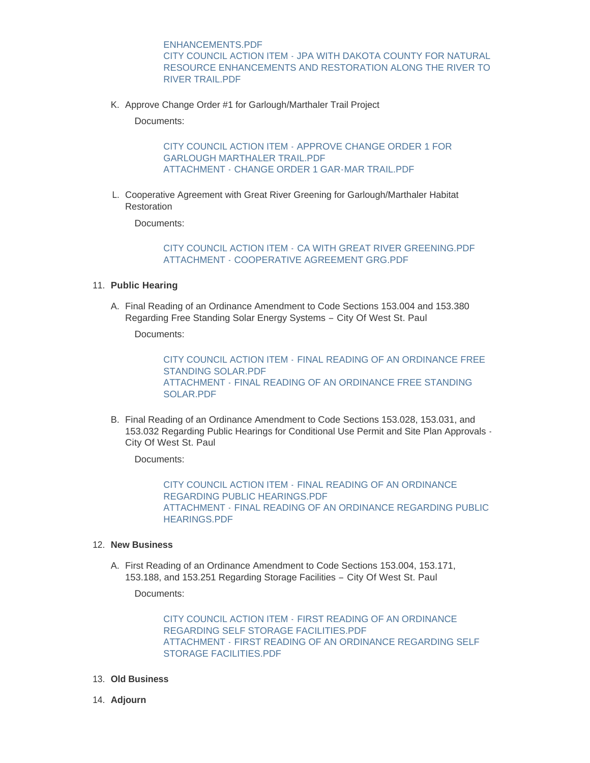ENHANCEMENTS.PDF
CITY COUNCIL ACTION ITEM - JPA WITH DAKOTA COUNTY FOR NATURAL RESOURCE ENHANCEMENTS AND RESTORATION ALONG THE RIVER TO RIVER TRAIL.PDF

K. Approve Change Order #1 for Garlough/Marthaler Trail Project

   Documents:

   CITY COUNCIL ACTION ITEM - APPROVE CHANGE ORDER 1 FOR GARLOUGH MARTHALER TRAIL.PDF
   ATTACHMENT - CHANGE ORDER 1 GAR-MAR TRAIL.PDF

L. Cooperative Agreement with Great River Greening for Garlough/Marthaler Habitat Restoration

   Documents:

   CITY COUNCIL ACTION ITEM - CA WITH GREAT RIVER GREENING.PDF
   ATTACHMENT - COOPERATIVE AGREEMENT GRG.PDF

11. **Public Hearing**

   A. Final Reading of an Ordinance Amendment to Code Sections 153.004 and 153.380 Regarding Free Standing Solar Energy Systems – City Of West St. Paul

      Documents:

      CITY COUNCIL ACTION ITEM - FINAL READING OF AN ORDINANCE FREE STANDING SOLAR.PDF
      ATTACHMENT - FINAL READING OF AN ORDINANCE FREE STANDING SOLAR.PDF

   B. Final Reading of an Ordinance Amendment to Code Sections 153.028, 153.031, and 153.032 Regarding Public Hearings for Conditional Use Permit and Site Plan Approvals - City Of West St. Paul

      Documents:

      CITY COUNCIL ACTION ITEM - FINAL READING OF AN ORDINANCE REGARDING PUBLIC HEARINGS.PDF
      ATTACHMENT - FINAL READING OF AN ORDINANCE REGARDING PUBLIC HEARINGS.PDF

12. **New Business**

   A. First Reading of an Ordinance Amendment to Code Sections 153.004, 153.171, 153.188, and 153.251 Regarding Storage Facilities – City Of West St. Paul

      Documents:

      CITY COUNCIL ACTION ITEM - FIRST READING OF AN ORDINANCE REGARDING SELF STORAGE FACILITIES.PDF
      ATTACHMENT - FIRST READING OF AN ORDINANCE REGARDING SELF STORAGE FACILITIES.PDF

13. **Old Business**

14. **Adjourn**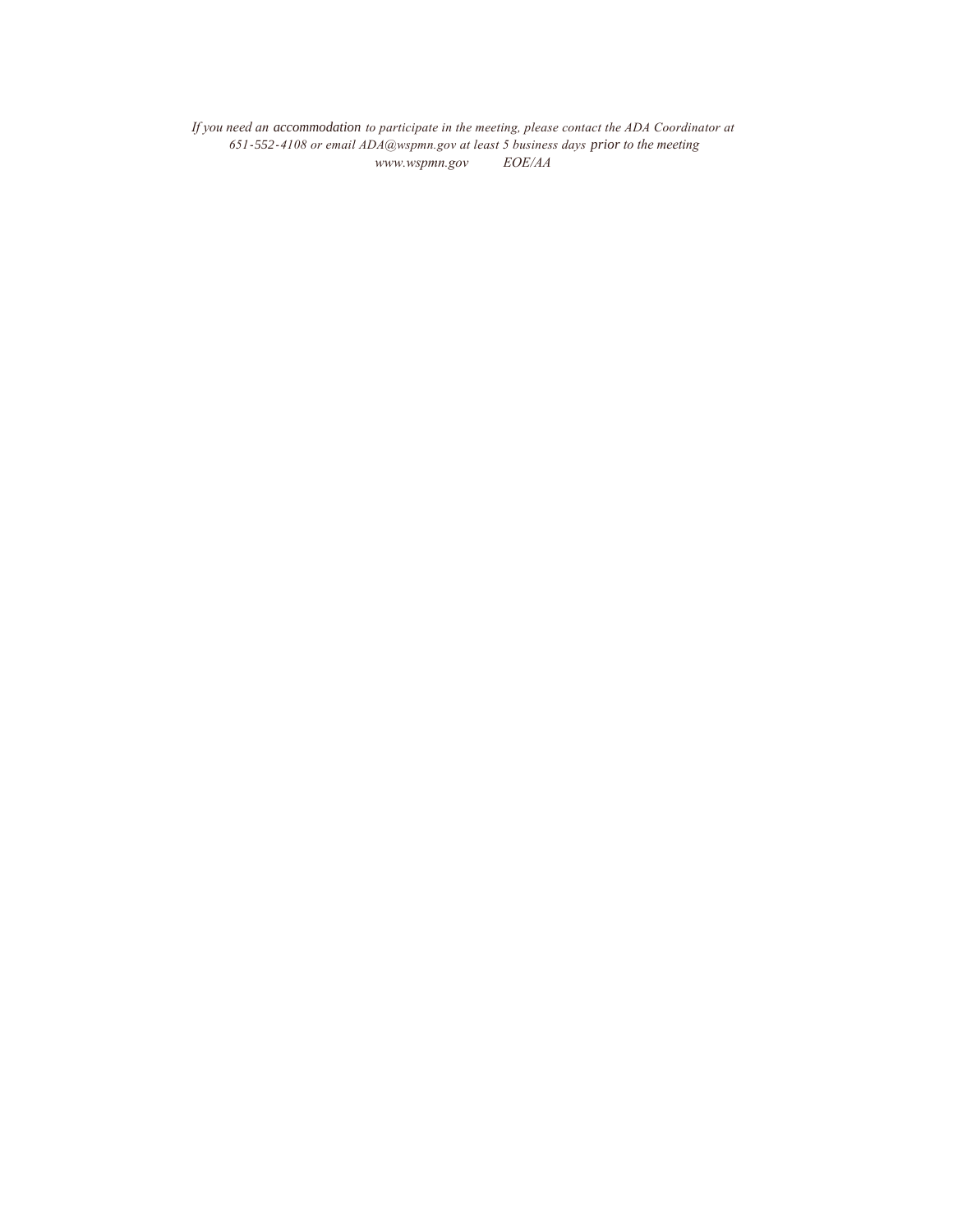*If you need an accommodation to participate in the meeting, please contact the ADA Coordinator at 651-552-4108 or email ADA@wspmn.gov at least 5 business days prior to the meeting*

*www.wspmn.gov EOE/AA*